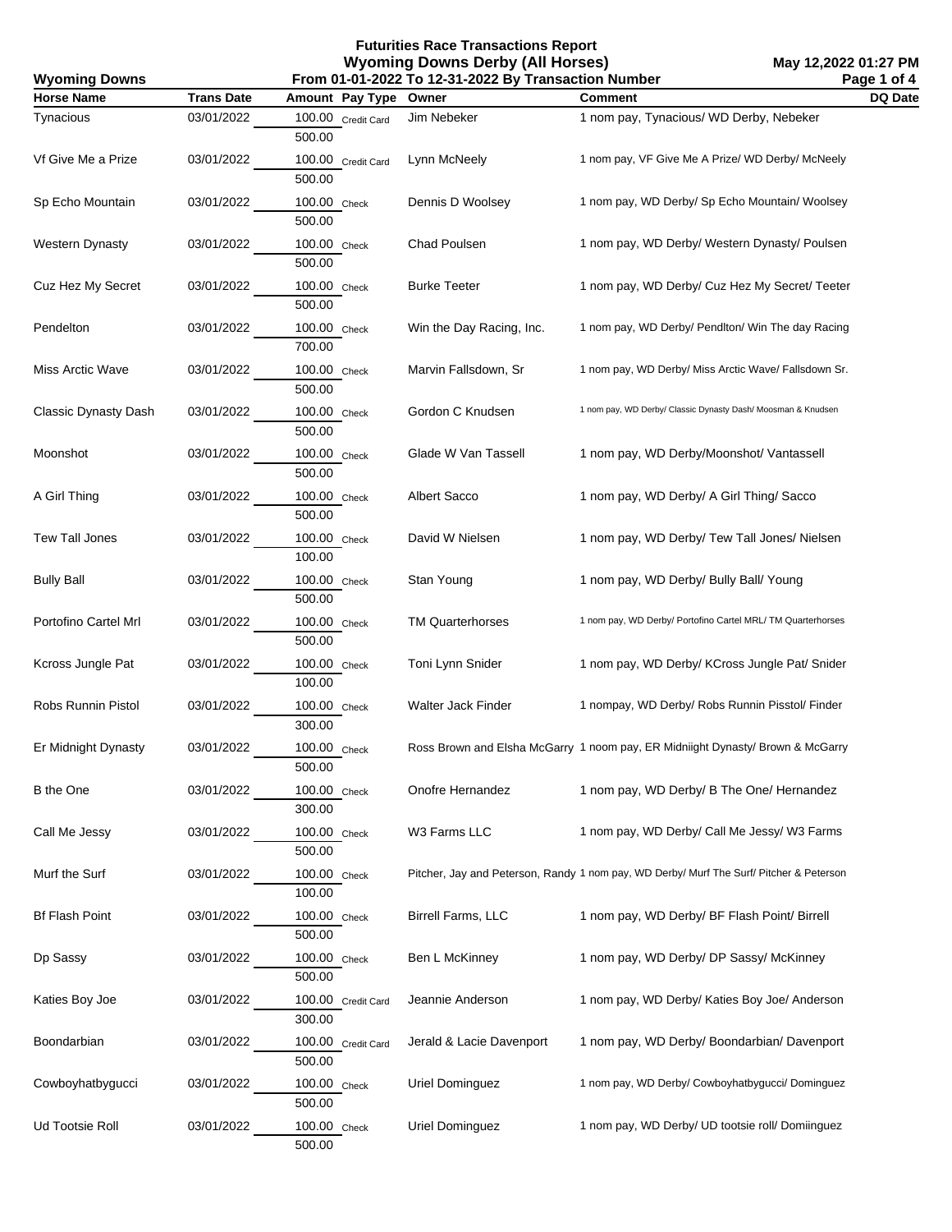# Futurities Race Transactions Report

## Wyoming Downs Derby (All Horses)

**Wyoming Downs** — From 01-01-2022 To 12-31-2022 By Transaction Number — May 12,2022 01:27 PM

| Horse Name | Trans Date | Amount | Pay Type | Owner | Comment | DQ Date |
|---|---|---|---|---|---|---|
| Tynacious | 03/01/2022 | 100.00 | Credit Card | Jim Nebeker | 1 nom pay, Tynacious/ WD Derby, Nebeker | |
| | | 500.00 | | | | |
| Vf Give Me a Prize | 03/01/2022 | 100.00 | Credit Card | Lynn McNeely | 1 nom pay, VF Give Me A Prize/ WD Derby/ McNeely | |
| | | 500.00 | | | | |
| Sp Echo Mountain | 03/01/2022 | 100.00 | Check | Dennis D Woolsey | 1 nom pay, WD Derby/ Sp Echo Mountain/ Woolsey | |
| | | 500.00 | | | | |
| Western Dynasty | 03/01/2022 | 100.00 | Check | Chad Poulsen | 1 nom pay, WD Derby/ Western Dynasty/ Poulsen | |
| | | 500.00 | | | | |
| Cuz Hez My Secret | 03/01/2022 | 100.00 | Check | Burke Teeter | 1 nom pay, WD Derby/ Cuz Hez My Secret/ Teeter | |
| | | 500.00 | | | | |
| Pendelton | 03/01/2022 | 100.00 | Check | Win the Day Racing, Inc. | 1 nom pay, WD Derby/ Pendlton/ Win The day Racing | |
| | | 700.00 | | | | |
| Miss Arctic Wave | 03/01/2022 | 100.00 | Check | Marvin Fallsdown, Sr | 1 nom pay, WD Derby/ Miss Arctic Wave/ Fallsdown Sr. | |
| | | 500.00 | | | | |
| Classic Dynasty Dash | 03/01/2022 | 100.00 | Check | Gordon C Knudsen | 1 nom pay, WD Derby/ Classic Dynasty Dash/ Moosman & Knudsen | |
| | | 500.00 | | | | |
| Moonshot | 03/01/2022 | 100.00 | Check | Glade W Van Tassell | 1 nom pay, WD Derby/Moonshot/ Vantassell | |
| | | 500.00 | | | | |
| A Girl Thing | 03/01/2022 | 100.00 | Check | Albert Sacco | 1 nom pay, WD Derby/ A Girl Thing/ Sacco | |
| | | 500.00 | | | | |
| Tew Tall Jones | 03/01/2022 | 100.00 | Check | David W Nielsen | 1 nom pay, WD Derby/ Tew Tall Jones/ Nielsen | |
| | | 100.00 | | | | |
| Bully Ball | 03/01/2022 | 100.00 | Check | Stan Young | 1 nom pay, WD Derby/ Bully Ball/ Young | |
| | | 500.00 | | | | |
| Portofino Cartel Mrl | 03/01/2022 | 100.00 | Check | TM Quarterhorses | 1 nom pay, WD Derby/ Portofino Cartel MRL/ TM Quarterhorses | |
| | | 500.00 | | | | |
| Kcross Jungle Pat | 03/01/2022 | 100.00 | Check | Toni Lynn Snider | 1 nom pay, WD Derby/ KCross Jungle Pat/ Snider | |
| | | 100.00 | | | | |
| Robs Runnin Pistol | 03/01/2022 | 100.00 | Check | Walter Jack Finder | 1 nompay, WD Derby/ Robs Runnin Pisstol/ Finder | |
| | | 300.00 | | | | |
| Er Midnight Dynasty | 03/01/2022 | 100.00 | Check | Ross Brown and Elsha McGarry | 1 noom pay, ER Midniight Dynasty/ Brown & McGarry | |
| | | 500.00 | | | | |
| B the One | 03/01/2022 | 100.00 | Check | Onofre Hernandez | 1 nom pay, WD Derby/ B The One/ Hernandez | |
| | | 300.00 | | | | |
| Call Me Jessy | 03/01/2022 | 100.00 | Check | W3 Farms LLC | 1 nom pay, WD Derby/ Call Me Jessy/ W3 Farms | |
| | | 500.00 | | | | |
| Murf the Surf | 03/01/2022 | 100.00 | Check | Pitcher, Jay and Peterson, Randy | 1 nom pay, WD Derby/ Murf The Surf/ Pitcher & Peterson | |
| | | 100.00 | | | | |
| Bf Flash Point | 03/01/2022 | 100.00 | Check | Birrell Farms, LLC | 1 nom pay, WD Derby/ BF Flash Point/ Birrell | |
| | | 500.00 | | | | |
| Dp Sassy | 03/01/2022 | 100.00 | Check | Ben L McKinney | 1 nom pay, WD Derby/ DP Sassy/ McKinney | |
| | | 500.00 | | | | |
| Katies Boy Joe | 03/01/2022 | 100.00 | Credit Card | Jeannie Anderson | 1 nom pay, WD Derby/ Katies Boy Joe/ Anderson | |
| | | 300.00 | | | | |
| Boondarbian | 03/01/2022 | 100.00 | Credit Card | Jerald & Lacie Davenport | 1 nom pay, WD Derby/ Boondarbian/ Davenport | |
| | | 500.00 | | | | |
| Cowboyhatbygucci | 03/01/2022 | 100.00 | Check | Uriel Dominguez | 1 nom pay, WD Derby/ Cowboyhatbygucci/ Dominguez | |
| | | 500.00 | | | | |
| Ud Tootsie Roll | 03/01/2022 | 100.00 | Check | Uriel Dominguez | 1 nom pay, WD Derby/ UD tootsie roll/ Domiinguez | |
| | | 500.00 | | | | |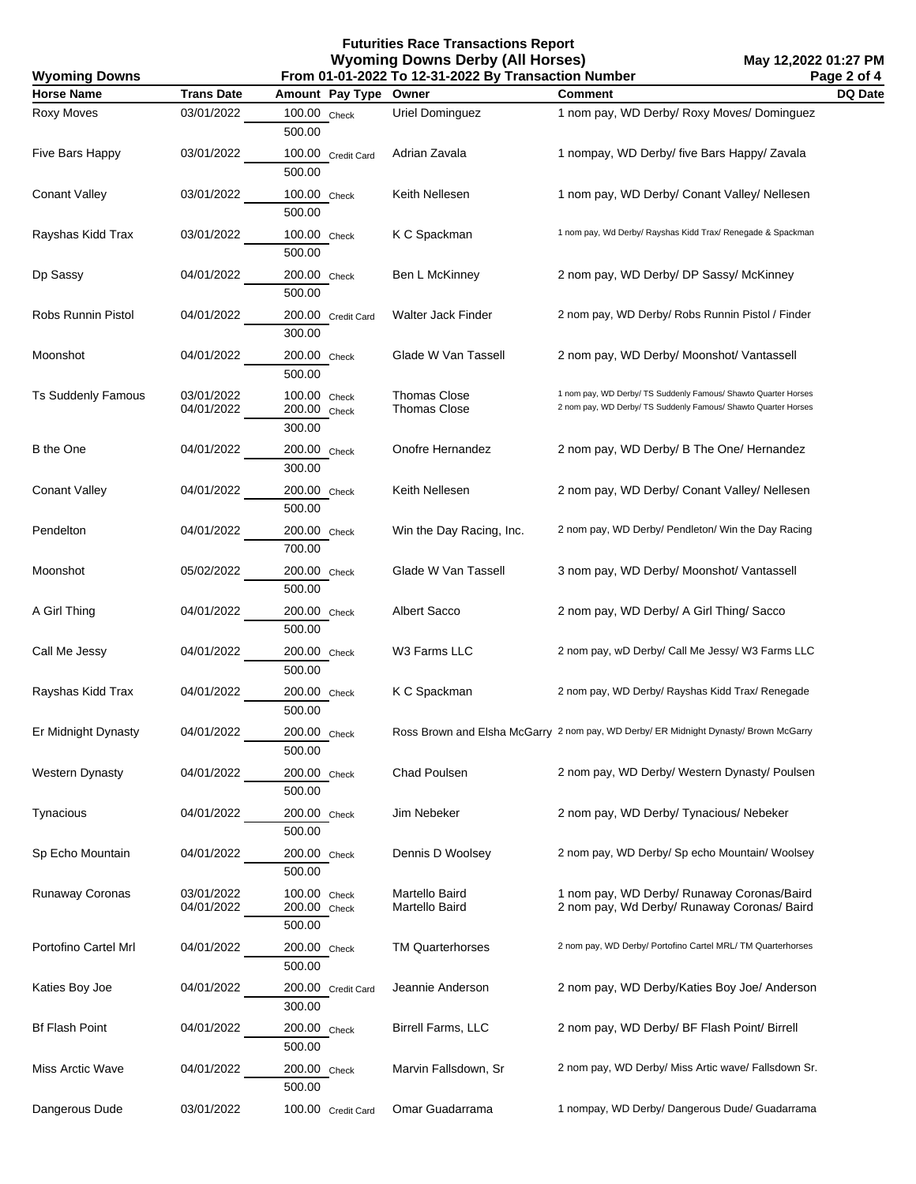# Futurities Race Transactions Report

## Wyoming Downs Derby (All Horses)

**Wyoming Downs** — From 01-01-2022 To 12-31-2022 By Transaction Number — May 12,2022 01:27 PM

| Horse Name | Trans Date | Amount | Pay Type | Owner | Comment | DQ Date |
|---|---|---|---|---|---|---|
| Roxy Moves | 03/01/2022 | 100.00 | Check | Uriel Dominguez | 1 nom pay, WD Derby/ Roxy Moves/ Dominguez | |
| | | 500.00 | | | | |
| Five Bars Happy | 03/01/2022 | 100.00 | Credit Card | Adrian Zavala | 1 nompay, WD Derby/ five Bars Happy/ Zavala | |
| | | 500.00 | | | | |
| Conant Valley | 03/01/2022 | 100.00 | Check | Keith Nellesen | 1 nom pay, WD Derby/ Conant Valley/ Nellesen | |
| | | 500.00 | | | | |
| Rayshas Kidd Trax | 03/01/2022 | 100.00 | Check | K C Spackman | 1 nom pay, Wd Derby/ Rayshas Kidd Trax/ Renegade & Spackman | |
| | | 500.00 | | | | |
| Dp Sassy | 04/01/2022 | 200.00 | Check | Ben L McKinney | 2 nom pay, WD Derby/ DP Sassy/ McKinney | |
| | | 500.00 | | | | |
| Robs Runnin Pistol | 04/01/2022 | 200.00 | Credit Card | Walter Jack Finder | 2 nom pay, WD Derby/ Robs Runnin Pistol / Finder | |
| | | 300.00 | | | | |
| Moonshot | 04/01/2022 | 200.00 | Check | Glade W Van Tassell | 2 nom pay, WD Derby/ Moonshot/ Vantassell | |
| | | 500.00 | | | | |
| Ts Suddenly Famous | 03/01/2022 | 100.00 | Check | Thomas Close | 1 nom pay, WD Derby/ TS Suddenly Famous/ Shawto Quarter Horses | |
| | 04/01/2022 | 200.00 | Check | Thomas Close | 2 nom pay, WD Derby/ TS Suddenly Famous/ Shawto Quarter Horses | |
| | | 300.00 | | | | |
| B the One | 04/01/2022 | 200.00 | Check | Onofre Hernandez | 2 nom pay, WD Derby/ B The One/ Hernandez | |
| | | 300.00 | | | | |
| Conant Valley | 04/01/2022 | 200.00 | Check | Keith Nellesen | 2 nom pay, WD Derby/ Conant Valley/ Nellesen | |
| | | 500.00 | | | | |
| Pendelton | 04/01/2022 | 200.00 | Check | Win the Day Racing, Inc. | 2 nom pay, WD Derby/ Pendleton/ Win the Day Racing | |
| | | 700.00 | | | | |
| Moonshot | 05/02/2022 | 200.00 | Check | Glade W Van Tassell | 3 nom pay, WD Derby/ Moonshot/ Vantassell | |
| | | 500.00 | | | | |
| A Girl Thing | 04/01/2022 | 200.00 | Check | Albert Sacco | 2 nom pay, WD Derby/ A Girl Thing/ Sacco | |
| | | 500.00 | | | | |
| Call Me Jessy | 04/01/2022 | 200.00 | Check | W3 Farms LLC | 2 nom pay, wD Derby/ Call Me Jessy/ W3 Farms LLC | |
| | | 500.00 | | | | |
| Rayshas Kidd Trax | 04/01/2022 | 200.00 | Check | K C Spackman | 2 nom pay, WD Derby/ Rayshas Kidd Trax/ Renegade | |
| | | 500.00 | | | | |
| Er Midnight Dynasty | 04/01/2022 | 200.00 | Check | Ross Brown and Elsha McGarry | 2 nom pay, WD Derby/ ER Midnight Dynasty/ Brown McGarry | |
| | | 500.00 | | | | |
| Western Dynasty | 04/01/2022 | 200.00 | Check | Chad Poulsen | 2 nom pay, WD Derby/ Western Dynasty/ Poulsen | |
| | | 500.00 | | | | |
| Tynacious | 04/01/2022 | 200.00 | Check | Jim Nebeker | 2 nom pay, WD Derby/ Tynacious/ Nebeker | |
| | | 500.00 | | | | |
| Sp Echo Mountain | 04/01/2022 | 200.00 | Check | Dennis D Woolsey | 2 nom pay, WD Derby/ Sp echo Mountain/ Woolsey | |
| | | 500.00 | | | | |
| Runaway Coronas | 03/01/2022 | 100.00 | Check | Martello Baird | 1 nom pay, WD Derby/ Runaway Coronas/Baird | |
| | 04/01/2022 | 200.00 | Check | Martello Baird | 2 nom pay, Wd Derby/ Runaway Coronas/ Baird | |
| | | 500.00 | | | | |
| Portofino Cartel Mrl | 04/01/2022 | 200.00 | Check | TM Quarterhorses | 2 nom pay, WD Derby/ Portofino Cartel MRL/ TM Quarterhorses | |
| | | 500.00 | | | | |
| Katies Boy Joe | 04/01/2022 | 200.00 | Credit Card | Jeannie Anderson | 2 nom pay, WD Derby/Katies Boy Joe/ Anderson | |
| | | 300.00 | | | | |
| Bf Flash Point | 04/01/2022 | 200.00 | Check | Birrell Farms, LLC | 2 nom pay, WD Derby/ BF Flash Point/ Birrell | |
| | | 500.00 | | | | |
| Miss Arctic Wave | 04/01/2022 | 200.00 | Check | Marvin Fallsdown, Sr | 2 nom pay, WD Derby/ Miss Artic wave/ Fallsdown Sr. | |
| | | 500.00 | | | | |
| Dangerous Dude | 03/01/2022 | 100.00 | Credit Card | Omar Guadarrama | 1 nompay, WD Derby/ Dangerous Dude/ Guadarrama | |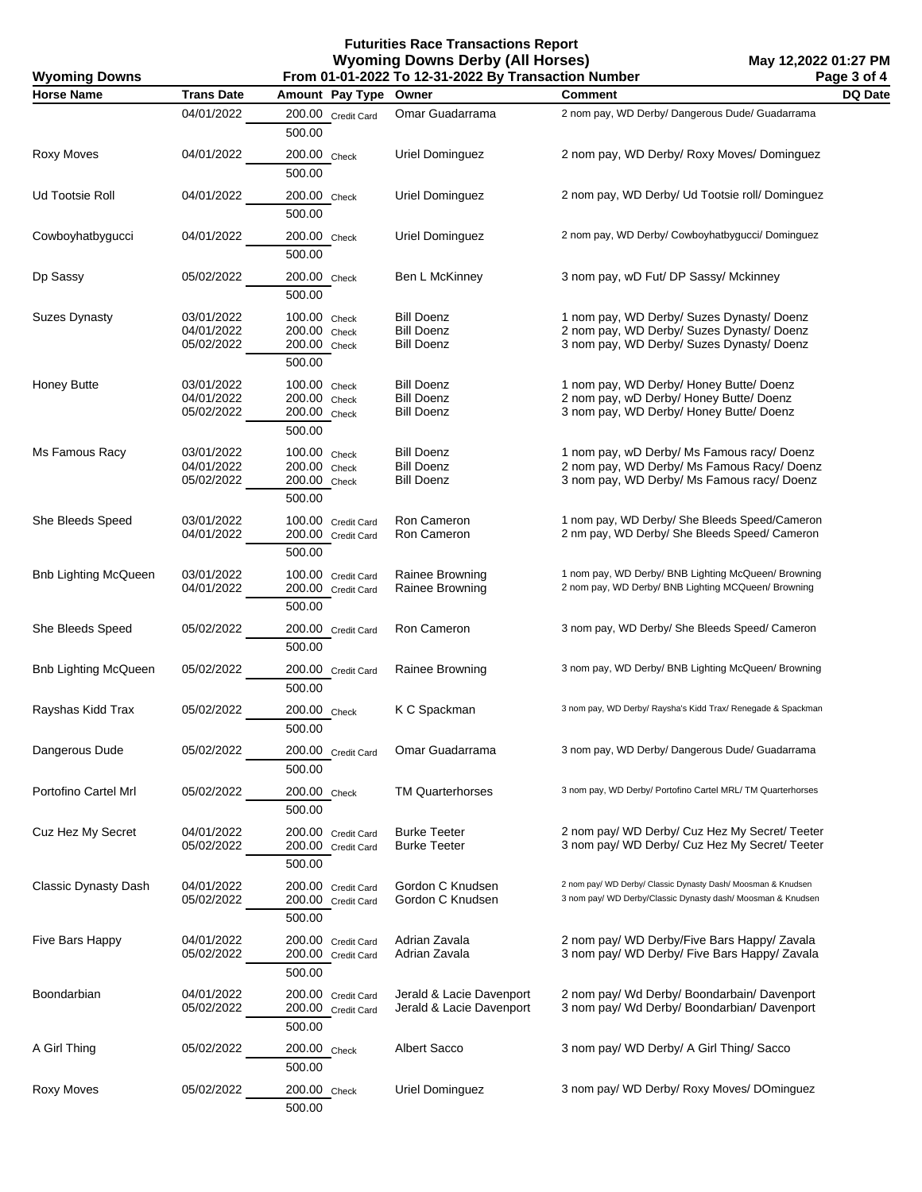# Futurities Race Transactions Report
## Wyoming Downs Derby (All Horses)
### From 01-01-2022 To 12-31-2022 By Transaction Number

Wyoming Downs — May 12,2022 01:27 PM

| Horse Name | Trans Date | Amount | Pay Type | Owner | Comment | DQ Date |
|---|---|---|---|---|---|---|
| | 04/01/2022 | 200.00 | Credit Card | Omar Guadarrama | 2 nom pay, WD Derby/ Dangerous Dude/ Guadarrama | |
| | | 500.00 | | | | |
| Roxy Moves | 04/01/2022 | 200.00 | Check | Uriel Dominguez | 2 nom pay, WD Derby/ Roxy Moves/ Dominguez | |
| | | 500.00 | | | | |
| Ud Tootsie Roll | 04/01/2022 | 200.00 | Check | Uriel Dominguez | 2 nom pay, WD Derby/ Ud Tootsie roll/ Dominguez | |
| | | 500.00 | | | | |
| Cowboyhatbygucci | 04/01/2022 | 200.00 | Check | Uriel Dominguez | 2 nom pay, WD Derby/ Cowboyhatbygucci/ Dominguez | |
| | | 500.00 | | | | |
| Dp Sassy | 05/02/2022 | 200.00 | Check | Ben L McKinney | 3 nom pay, wD Fut/ DP Sassy/ Mckinney | |
| | | 500.00 | | | | |
| Suzes Dynasty | 03/01/2022 | 100.00 | Check | Bill Doenz | 1 nom pay, WD Derby/ Suzes Dynasty/ Doenz | |
| | 04/01/2022 | 200.00 | Check | Bill Doenz | 2 nom pay, WD Derby/ Suzes Dynasty/ Doenz | |
| | 05/02/2022 | 200.00 | Check | Bill Doenz | 3 nom pay, WD Derby/ Suzes Dynasty/ Doenz | |
| | | 500.00 | | | | |
| Honey Butte | 03/01/2022 | 100.00 | Check | Bill Doenz | 1 nom pay, WD Derby/ Honey Butte/ Doenz | |
| | 04/01/2022 | 200.00 | Check | Bill Doenz | 2 nom pay, wD Derby/ Honey Butte/ Doenz | |
| | 05/02/2022 | 200.00 | Check | Bill Doenz | 3 nom pay, WD Derby/ Honey Butte/ Doenz | |
| | | 500.00 | | | | |
| Ms Famous Racy | 03/01/2022 | 100.00 | Check | Bill Doenz | 1 nom pay, wD Derby/ Ms Famous racy/ Doenz | |
| | 04/01/2022 | 200.00 | Check | Bill Doenz | 2 nom pay, WD Derby/ Ms Famous Racy/ Doenz | |
| | 05/02/2022 | 200.00 | Check | Bill Doenz | 3 nom pay, WD Derby/ Ms Famous racy/ Doenz | |
| | | 500.00 | | | | |
| She Bleeds Speed | 03/01/2022 | 100.00 | Credit Card | Ron Cameron | 1 nom pay, WD Derby/ She Bleeds Speed/Cameron | |
| | 04/01/2022 | 200.00 | Credit Card | Ron Cameron | 2 nm pay, WD Derby/ She Bleeds Speed/ Cameron | |
| | | 500.00 | | | | |
| Bnb Lighting McQueen | 03/01/2022 | 100.00 | Credit Card | Rainee Browning | 1 nom pay, WD Derby/ BNB Lighting McQueen/ Browning | |
| | 04/01/2022 | 200.00 | Credit Card | Rainee Browning | 2 nom pay, WD Derby/ BNB Lighting MCQueen/ Browning | |
| | | 500.00 | | | | |
| She Bleeds Speed | 05/02/2022 | 200.00 | Credit Card | Ron Cameron | 3 nom pay, WD Derby/ She Bleeds Speed/ Cameron | |
| | | 500.00 | | | | |
| Bnb Lighting McQueen | 05/02/2022 | 200.00 | Credit Card | Rainee Browning | 3 nom pay, WD Derby/ BNB Lighting McQueen/ Browning | |
| | | 500.00 | | | | |
| Rayshas Kidd Trax | 05/02/2022 | 200.00 | Check | K C Spackman | 3 nom pay, WD Derby/ Raysha's Kidd Trax/ Renegade & Spackman | |
| | | 500.00 | | | | |
| Dangerous Dude | 05/02/2022 | 200.00 | Credit Card | Omar Guadarrama | 3 nom pay, WD Derby/ Dangerous Dude/ Guadarrama | |
| | | 500.00 | | | | |
| Portofino Cartel Mrl | 05/02/2022 | 200.00 | Check | TM Quarterhorses | 3 nom pay, WD Derby/ Portofino Cartel MRL/ TM Quarterhorses | |
| | | 500.00 | | | | |
| Cuz Hez My Secret | 04/01/2022 | 200.00 | Credit Card | Burke Teeter | 2 nom pay/ WD Derby/ Cuz Hez My Secret/ Teeter | |
| | 05/02/2022 | 200.00 | Credit Card | Burke Teeter | 3 nom pay/ WD Derby/ Cuz Hez My Secret/ Teeter | |
| | | 500.00 | | | | |
| Classic Dynasty Dash | 04/01/2022 | 200.00 | Credit Card | Gordon C Knudsen | 2 nom pay/ WD Derby/ Classic Dynasty Dash/ Moosman & Knudsen | |
| | 05/02/2022 | 200.00 | Credit Card | Gordon C Knudsen | 3 nom pay/ WD Derby/Classic Dynasty dash/ Moosman & Knudsen | |
| | | 500.00 | | | | |
| Five Bars Happy | 04/01/2022 | 200.00 | Credit Card | Adrian Zavala | 2 nom pay/ WD Derby/Five Bars Happy/ Zavala | |
| | 05/02/2022 | 200.00 | Credit Card | Adrian Zavala | 3 nom pay/ WD Derby/ Five Bars Happy/ Zavala | |
| | | 500.00 | | | | |
| Boondarbian | 04/01/2022 | 200.00 | Credit Card | Jerald & Lacie Davenport | 2 nom pay/ Wd Derby/ Boondarbain/ Davenport | |
| | 05/02/2022 | 200.00 | Credit Card | Jerald & Lacie Davenport | 3 nom pay/ Wd Derby/ Boondarbian/ Davenport | |
| | | 500.00 | | | | |
| A Girl Thing | 05/02/2022 | 200.00 | Check | Albert Sacco | 3 nom pay/ WD Derby/ A Girl Thing/ Sacco | |
| | | 500.00 | | | | |
| Roxy Moves | 05/02/2022 | 200.00 | Check | Uriel Dominguez | 3 nom pay/ WD Derby/ Roxy Moves/ DOminguez | |
| | | 500.00 | | | | |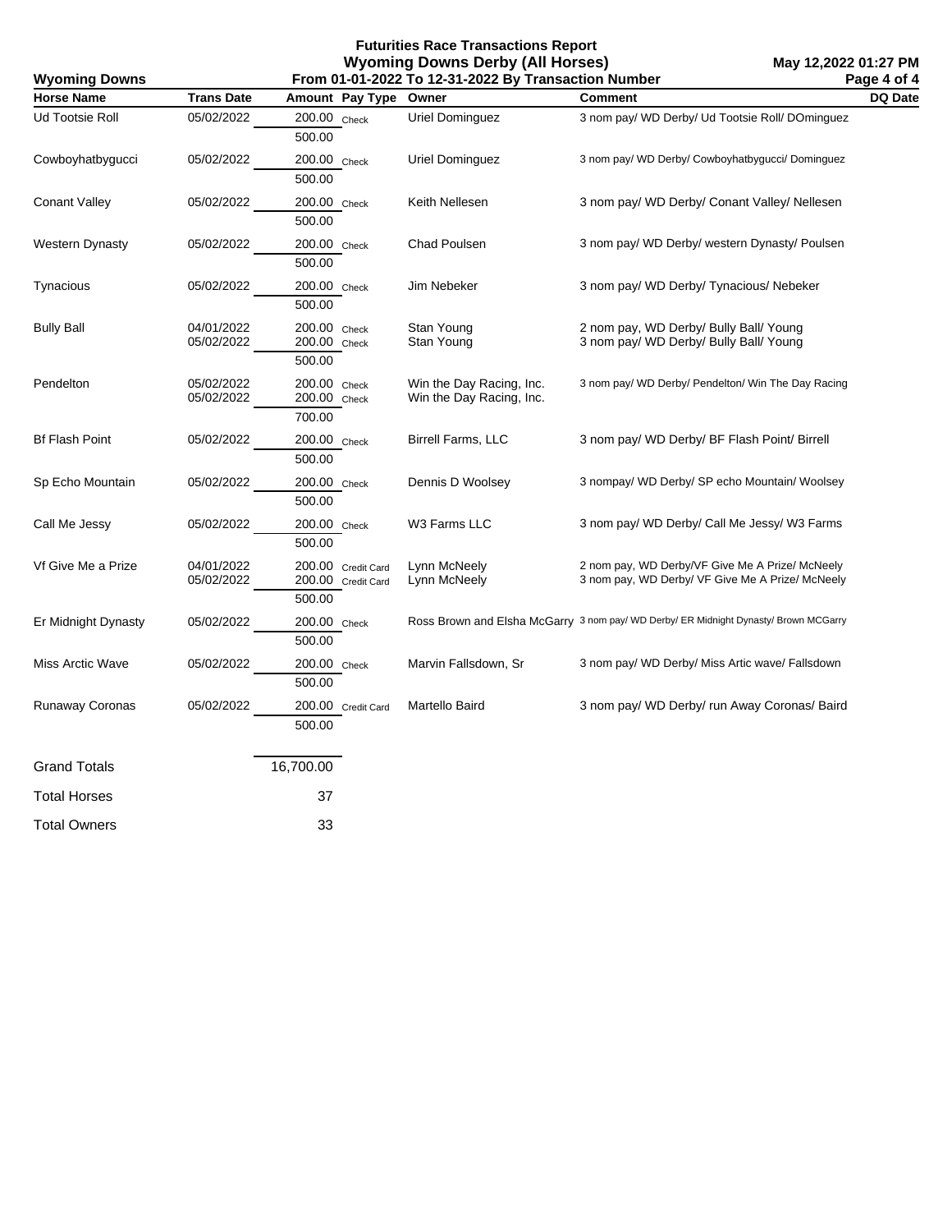**Futurities Race Transactions Report**
**Wyoming Downs Derby (All Horses)**
**From 01-01-2022 To 12-31-2022 By Transaction Number**

**Wyoming Downs** | **May 12,2022 01:27 PM**

| Horse Name | Trans Date | Amount | Pay Type | Owner | Comment | DQ Date |
|---|---|---|---|---|---|---|
| Ud Tootsie Roll | 05/02/2022 | 200.00 | Check | Uriel Dominguez | 3 nom pay/ WD Derby/ Ud Tootsie Roll/ DOminguez | |
| | | 500.00 | | | | |
| Cowboyhatbygucci | 05/02/2022 | 200.00 | Check | Uriel Dominguez | 3 nom pay/ WD Derby/ Cowboyhatbygucci/ Dominguez | |
| | | 500.00 | | | | |
| Conant Valley | 05/02/2022 | 200.00 | Check | Keith Nellesen | 3 nom pay/ WD Derby/ Conant Valley/ Nellesen | |
| | | 500.00 | | | | |
| Western Dynasty | 05/02/2022 | 200.00 | Check | Chad Poulsen | 3 nom pay/ WD Derby/ western Dynasty/ Poulsen | |
| | | 500.00 | | | | |
| Tynacious | 05/02/2022 | 200.00 | Check | Jim Nebeker | 3 nom pay/ WD Derby/ Tynacious/ Nebeker | |
| | | 500.00 | | | | |
| Bully Ball | 04/01/2022 | 200.00 | Check | Stan Young | 2 nom pay, WD Derby/ Bully Ball/ Young | |
| | 05/02/2022 | 200.00 | Check | Stan Young | 3 nom pay/ WD Derby/ Bully Ball/ Young | |
| | | 500.00 | | | | |
| Pendelton | 05/02/2022 | 200.00 | Check | Win the Day Racing, Inc. | 3 nom pay/ WD Derby/ Pendelton/ Win The Day Racing | |
| | 05/02/2022 | 200.00 | Check | Win the Day Racing, Inc. | | |
| | | 700.00 | | | | |
| Bf Flash Point | 05/02/2022 | 200.00 | Check | Birrell Farms, LLC | 3 nom pay/ WD Derby/ BF Flash Point/ Birrell | |
| | | 500.00 | | | | |
| Sp Echo Mountain | 05/02/2022 | 200.00 | Check | Dennis D Woolsey | 3 nompay/ WD Derby/ SP echo Mountain/ Woolsey | |
| | | 500.00 | | | | |
| Call Me Jessy | 05/02/2022 | 200.00 | Check | W3 Farms LLC | 3 nom pay/ WD Derby/ Call Me Jessy/ W3 Farms | |
| | | 500.00 | | | | |
| Vf Give Me a Prize | 04/01/2022 | 200.00 | Credit Card | Lynn McNeely | 2 nom pay, WD Derby/VF Give Me A Prize/ McNeely | |
| | 05/02/2022 | 200.00 | Credit Card | Lynn McNeely | 3 nom pay, WD Derby/ VF Give Me A Prize/ McNeely | |
| | | 500.00 | | | | |
| Er Midnight Dynasty | 05/02/2022 | 200.00 | Check | Ross Brown and Elsha McGarry | 3 nom pay/ WD Derby/ ER Midnight Dynasty/ Brown MCGarry | |
| | | 500.00 | | | | |
| Miss Arctic Wave | 05/02/2022 | 200.00 | Check | Marvin Fallsdown, Sr | 3 nom pay/ WD Derby/ Miss Artic wave/ Fallsdown | |
| | | 500.00 | | | | |
| Runaway Coronas | 05/02/2022 | 200.00 | Credit Card | Martello Baird | 3 nom pay/ WD Derby/ run Away Coronas/ Baird | |
| | | 500.00 | | | | |

| | |
|---|---|
| Grand Totals | 16,700.00 |
| Total Horses | 37 |
| Total Owners | 33 |